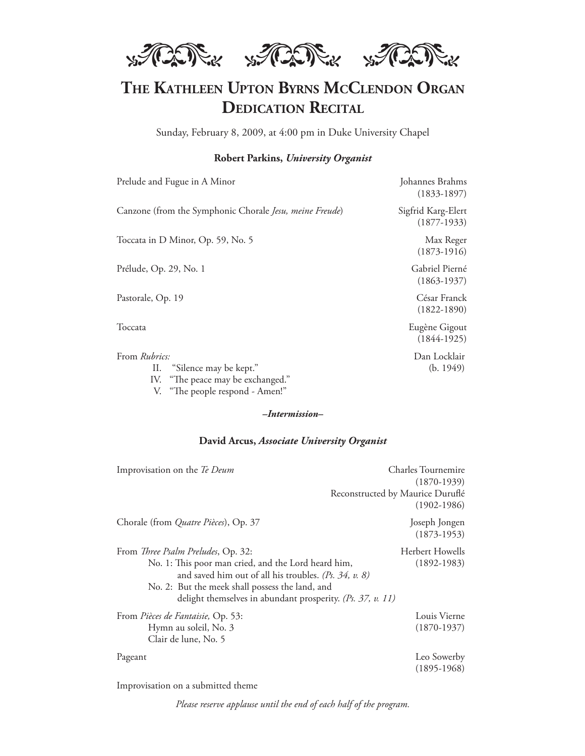# The Kathleen Upton Byrns McClendon Organ Dedication Recital

Sunday, February 8, 2009, at 4:00 pm in Duke University Chapel

**Robert Parkins,** ***University Organist***

Prelude and Fugue in A Minor — Johannes Brahms (1833-1897)

Canzone (from the Symphonic Chorale *Jesu, meine Freude*) — Sigfrid Karg-Elert (1877-1933)

Toccata in D Minor, Op. 59, No. 5 — Max Reger (1873-1916)

Prélude, Op. 29, No. 1 — Gabriel Pierné (1863-1937)

Pastorale, Op. 19 — César Franck (1822-1890)

Toccata — Eugène Gigout (1844-1925)

From *Rubrics:* — Dan Locklair (b. 1949)

- II. "Silence may be kept."
- IV. "The peace may be exchanged."
- V. "The people respond - Amen!"

***–Intermission–***

**David Arcus,** ***Associate University Organist***

Improvisation on the *Te Deum* — Charles Tournemire (1870-1939), Reconstructed by Maurice Duruflé (1902-1986)

Chorale (from *Quatre Pièces*), Op. 37 — Joseph Jongen (1873-1953)

From *Three Psalm Preludes*, Op. 32: — Herbert Howells (1892-1983)

- No. 1: This poor man cried, and the Lord heard him, and saved him out of all his troubles. *(Ps. 34, v. 8)*
- No. 2: But the meek shall possess the land, and delight themselves in abundant prosperity. *(Ps. 37, v. 11)*

From *Pièces de Fantaisie,* Op. 53: — Louis Vierne (1870-1937)

- Hymn au soleil, No. 3
- Clair de lune, No. 5

Pageant — Leo Sowerby (1895-1968)

Improvisation on a submitted theme

*Please reserve applause until the end of each half of the program.*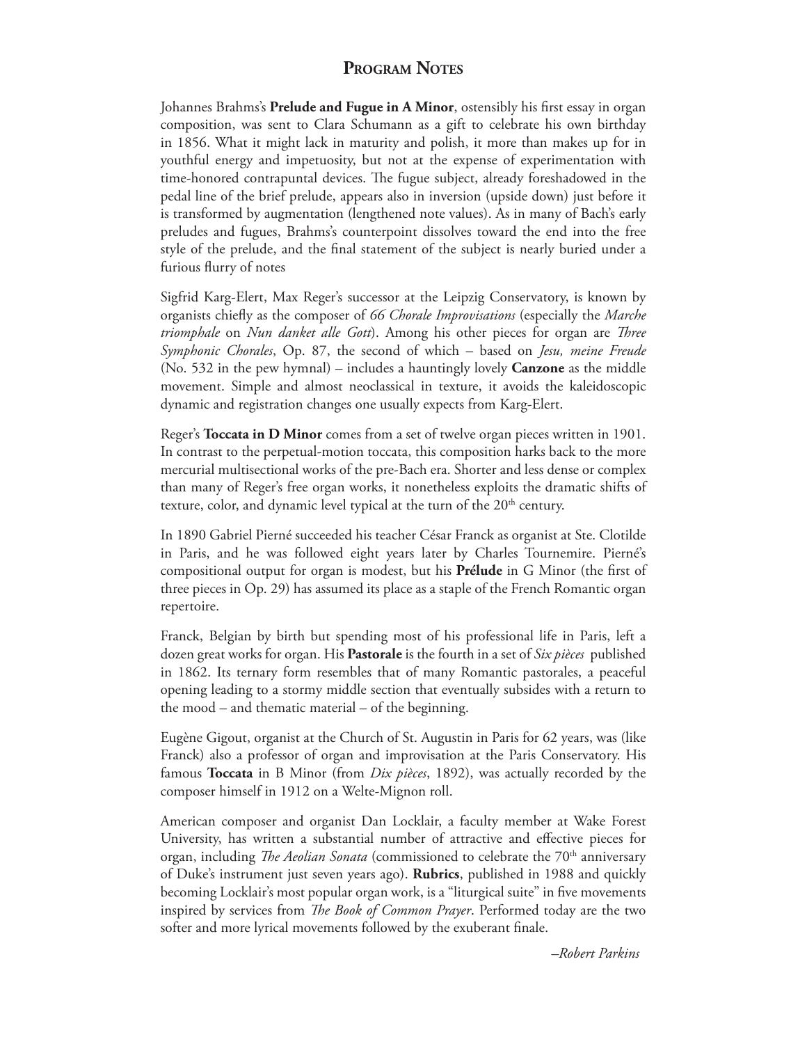## Program Notes

Johannes Brahms's **Prelude and Fugue in A Minor**, ostensibly his first essay in organ composition, was sent to Clara Schumann as a gift to celebrate his own birthday in 1856. What it might lack in maturity and polish, it more than makes up for in youthful energy and impetuosity, but not at the expense of experimentation with time-honored contrapuntal devices. The fugue subject, already foreshadowed in the pedal line of the brief prelude, appears also in inversion (upside down) just before it is transformed by augmentation (lengthened note values). As in many of Bach's early preludes and fugues, Brahms's counterpoint dissolves toward the end into the free style of the prelude, and the final statement of the subject is nearly buried under a furious flurry of notes

Sigfrid Karg-Elert, Max Reger's successor at the Leipzig Conservatory, is known by organists chiefly as the composer of *66 Chorale Improvisations* (especially the *Marche triomphale* on *Nun danket alle Gott*). Among his other pieces for organ are *Three Symphonic Chorales*, Op. 87, the second of which – based on *Jesu, meine Freude* (No. 532 in the pew hymnal) – includes a hauntingly lovely **Canzone** as the middle movement. Simple and almost neoclassical in texture, it avoids the kaleidoscopic dynamic and registration changes one usually expects from Karg-Elert.

Reger's **Toccata in D Minor** comes from a set of twelve organ pieces written in 1901. In contrast to the perpetual-motion toccata, this composition harks back to the more mercurial multisectional works of the pre-Bach era. Shorter and less dense or complex than many of Reger's free organ works, it nonetheless exploits the dramatic shifts of texture, color, and dynamic level typical at the turn of the 20th century.

In 1890 Gabriel Pierné succeeded his teacher César Franck as organist at Ste. Clotilde in Paris, and he was followed eight years later by Charles Tournemire. Pierné's compositional output for organ is modest, but his **Prélude** in G Minor (the first of three pieces in Op. 29) has assumed its place as a staple of the French Romantic organ repertoire.

Franck, Belgian by birth but spending most of his professional life in Paris, left a dozen great works for organ. His **Pastorale** is the fourth in a set of *Six pièces* published in 1862. Its ternary form resembles that of many Romantic pastorales, a peaceful opening leading to a stormy middle section that eventually subsides with a return to the mood – and thematic material – of the beginning.

Eugène Gigout, organist at the Church of St. Augustin in Paris for 62 years, was (like Franck) also a professor of organ and improvisation at the Paris Conservatory. His famous **Toccata** in B Minor (from *Dix pièces*, 1892), was actually recorded by the composer himself in 1912 on a Welte-Mignon roll.

American composer and organist Dan Locklair, a faculty member at Wake Forest University, has written a substantial number of attractive and effective pieces for organ, including *The Aeolian Sonata* (commissioned to celebrate the 70th anniversary of Duke's instrument just seven years ago). **Rubrics**, published in 1988 and quickly becoming Locklair's most popular organ work, is a "liturgical suite" in five movements inspired by services from *The Book of Common Prayer*. Performed today are the two softer and more lyrical movements followed by the exuberant finale.

*–Robert Parkins*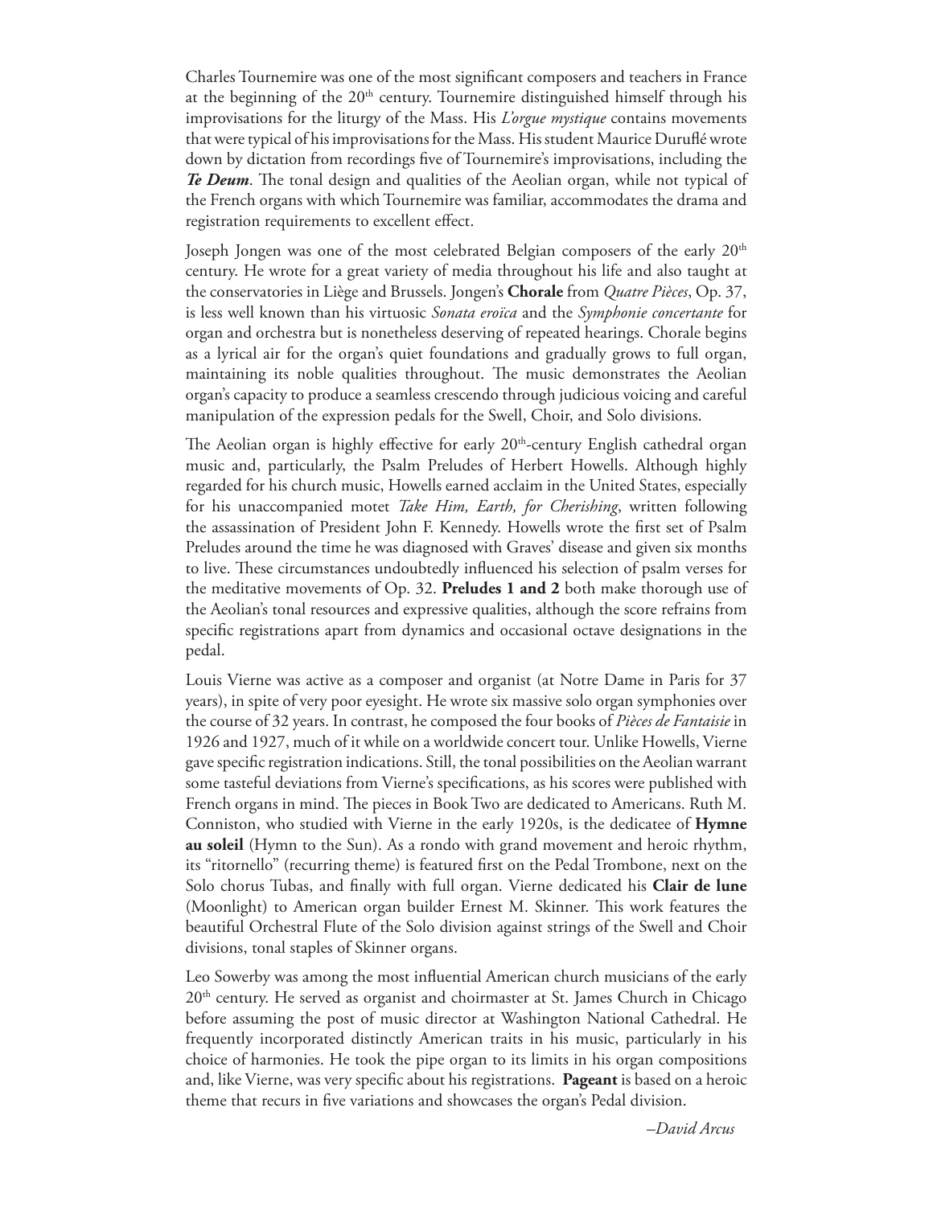Charles Tournemire was one of the most significant composers and teachers in France at the beginning of the 20th century. Tournemire distinguished himself through his improvisations for the liturgy of the Mass. His *L'orgue mystique* contains movements that were typical of his improvisations for the Mass. His student Maurice Duruflé wrote down by dictation from recordings five of Tournemire's improvisations, including the ***Te Deum***. The tonal design and qualities of the Aeolian organ, while not typical of the French organs with which Tournemire was familiar, accommodates the drama and registration requirements to excellent effect.

Joseph Jongen was one of the most celebrated Belgian composers of the early 20th century. He wrote for a great variety of media throughout his life and also taught at the conservatories in Liège and Brussels. Jongen's **Chorale** from *Quatre Pièces*, Op. 37, is less well known than his virtuosic *Sonata eroïca* and the *Symphonie concertante* for organ and orchestra but is nonetheless deserving of repeated hearings. Chorale begins as a lyrical air for the organ's quiet foundations and gradually grows to full organ, maintaining its noble qualities throughout. The music demonstrates the Aeolian organ's capacity to produce a seamless crescendo through judicious voicing and careful manipulation of the expression pedals for the Swell, Choir, and Solo divisions.

The Aeolian organ is highly effective for early 20th-century English cathedral organ music and, particularly, the Psalm Preludes of Herbert Howells. Although highly regarded for his church music, Howells earned acclaim in the United States, especially for his unaccompanied motet *Take Him, Earth, for Cherishing*, written following the assassination of President John F. Kennedy. Howells wrote the first set of Psalm Preludes around the time he was diagnosed with Graves' disease and given six months to live. These circumstances undoubtedly influenced his selection of psalm verses for the meditative movements of Op. 32. **Preludes 1 and 2** both make thorough use of the Aeolian's tonal resources and expressive qualities, although the score refrains from specific registrations apart from dynamics and occasional octave designations in the pedal.

Louis Vierne was active as a composer and organist (at Notre Dame in Paris for 37 years), in spite of very poor eyesight. He wrote six massive solo organ symphonies over the course of 32 years. In contrast, he composed the four books of *Pièces de Fantaisie* in 1926 and 1927, much of it while on a worldwide concert tour. Unlike Howells, Vierne gave specific registration indications. Still, the tonal possibilities on the Aeolian warrant some tasteful deviations from Vierne's specifications, as his scores were published with French organs in mind. The pieces in Book Two are dedicated to Americans. Ruth M. Conniston, who studied with Vierne in the early 1920s, is the dedicatee of **Hymne au soleil** (Hymn to the Sun). As a rondo with grand movement and heroic rhythm, its "ritornello" (recurring theme) is featured first on the Pedal Trombone, next on the Solo chorus Tubas, and finally with full organ. Vierne dedicated his **Clair de lune** (Moonlight) to American organ builder Ernest M. Skinner. This work features the beautiful Orchestral Flute of the Solo division against strings of the Swell and Choir divisions, tonal staples of Skinner organs.

Leo Sowerby was among the most influential American church musicians of the early 20th century. He served as organist and choirmaster at St. James Church in Chicago before assuming the post of music director at Washington National Cathedral. He frequently incorporated distinctly American traits in his music, particularly in his choice of harmonies. He took the pipe organ to its limits in his organ compositions and, like Vierne, was very specific about his registrations. **Pageant** is based on a heroic theme that recurs in five variations and showcases the organ's Pedal division.

*–David Arcus*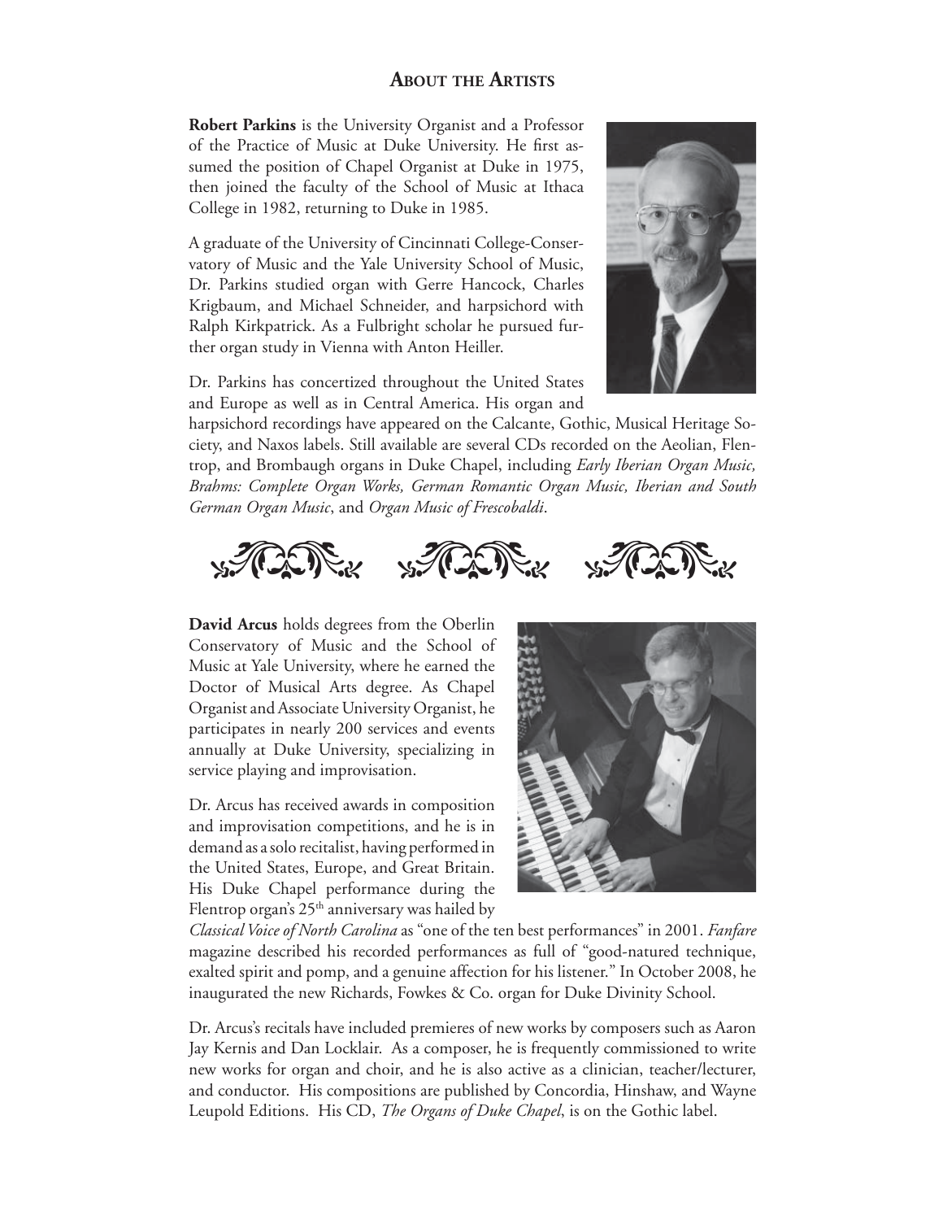## About the Artists

**Robert Parkins** is the University Organist and a Professor of the Practice of Music at Duke University. He first assumed the position of Chapel Organist at Duke in 1975, then joined the faculty of the School of Music at Ithaca College in 1982, returning to Duke in 1985.

A graduate of the University of Cincinnati College-Conservatory of Music and the Yale University School of Music, Dr. Parkins studied organ with Gerre Hancock, Charles Krigbaum, and Michael Schneider, and harpsichord with Ralph Kirkpatrick. As a Fulbright scholar he pursued further organ study in Vienna with Anton Heiller.

Dr. Parkins has concertized throughout the United States and Europe as well as in Central America. His organ and harpsichord recordings have appeared on the Calcante, Gothic, Musical Heritage Society, and Naxos labels. Still available are several CDs recorded on the Aeolian, Flentrop, and Brombaugh organs in Duke Chapel, including *Early Iberian Organ Music, Brahms: Complete Organ Works, German Romantic Organ Music, Iberian and South German Organ Music*, and *Organ Music of Frescobaldi*.

**David Arcus** holds degrees from the Oberlin Conservatory of Music and the School of Music at Yale University, where he earned the Doctor of Musical Arts degree. As Chapel Organist and Associate University Organist, he participates in nearly 200 services and events annually at Duke University, specializing in service playing and improvisation.

Dr. Arcus has received awards in composition and improvisation competitions, and he is in demand as a solo recitalist, having performed in the United States, Europe, and Great Britain. His Duke Chapel performance during the Flentrop organ's 25th anniversary was hailed by *Classical Voice of North Carolina* as "one of the ten best performances" in 2001. *Fanfare* magazine described his recorded performances as full of "good-natured technique, exalted spirit and pomp, and a genuine affection for his listener." In October 2008, he inaugurated the new Richards, Fowkes & Co. organ for Duke Divinity School.

Dr. Arcus's recitals have included premieres of new works by composers such as Aaron Jay Kernis and Dan Locklair. As a composer, he is frequently commissioned to write new works for organ and choir, and he is also active as a clinician, teacher/lecturer, and conductor. His compositions are published by Concordia, Hinshaw, and Wayne Leupold Editions. His CD, *The Organs of Duke Chapel*, is on the Gothic label.